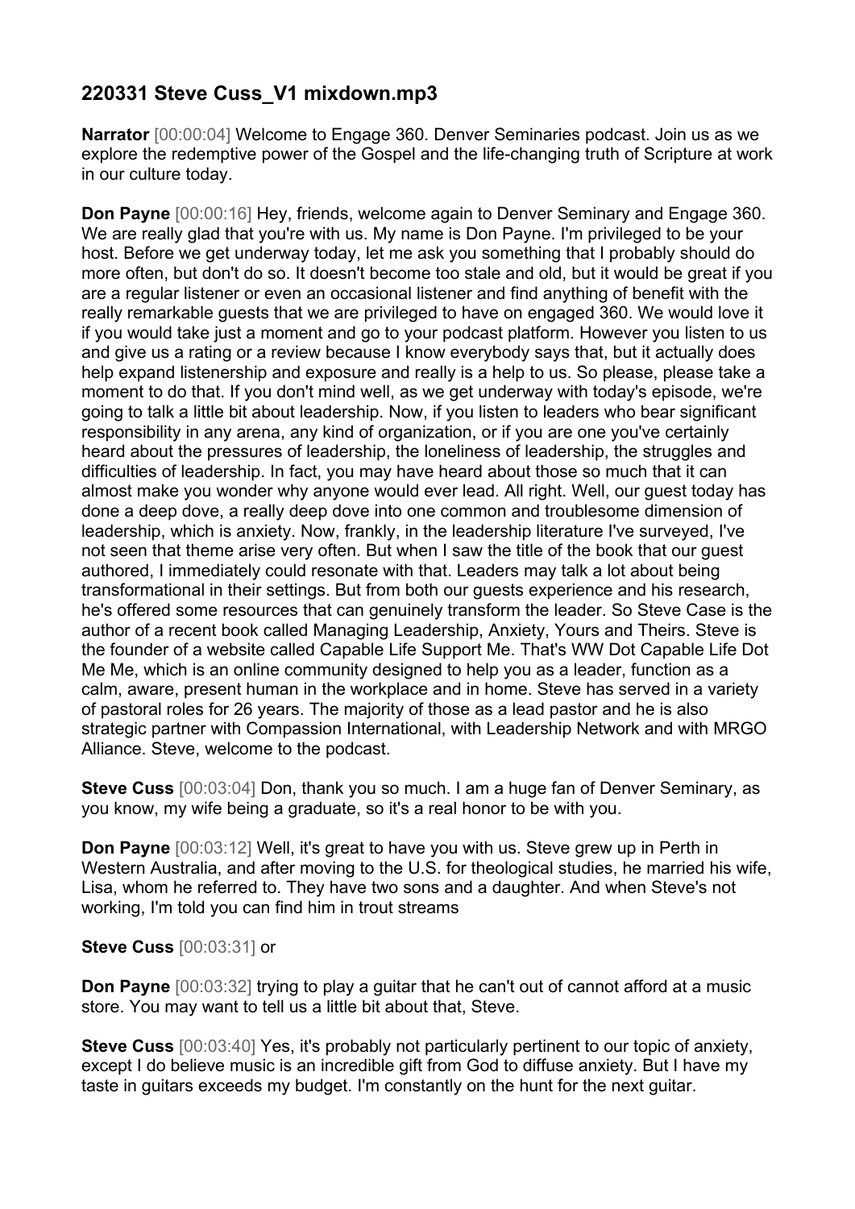## 220331 Steve Cuss_V1 mixdown.mp3

**Narrator** [00:00:04] Welcome to Engage 360. Denver Seminaries podcast. Join us as we explore the redemptive power of the Gospel and the life-changing truth of Scripture at work in our culture today.

**Don Payne** [00:00:16] Hey, friends, welcome again to Denver Seminary and Engage 360. We are really glad that you're with us. My name is Don Payne. I'm privileged to be your host. Before we get underway today, let me ask you something that I probably should do more often, but don't do so. It doesn't become too stale and old, but it would be great if you are a regular listener or even an occasional listener and find anything of benefit with the really remarkable guests that we are privileged to have on engaged 360. We would love it if you would take just a moment and go to your podcast platform. However you listen to us and give us a rating or a review because I know everybody says that, but it actually does help expand listenership and exposure and really is a help to us. So please, please take a moment to do that. If you don't mind well, as we get underway with today's episode, we're going to talk a little bit about leadership. Now, if you listen to leaders who bear significant responsibility in any arena, any kind of organization, or if you are one you've certainly heard about the pressures of leadership, the loneliness of leadership, the struggles and difficulties of leadership. In fact, you may have heard about those so much that it can almost make you wonder why anyone would ever lead. All right. Well, our guest today has done a deep dove, a really deep dove into one common and troublesome dimension of leadership, which is anxiety. Now, frankly, in the leadership literature I've surveyed, I've not seen that theme arise very often. But when I saw the title of the book that our guest authored, I immediately could resonate with that. Leaders may talk a lot about being transformational in their settings. But from both our guests experience and his research, he's offered some resources that can genuinely transform the leader. So Steve Case is the author of a recent book called Managing Leadership, Anxiety, Yours and Theirs. Steve is the founder of a website called Capable Life Support Me. That's WW Dot Capable Life Dot Me Me, which is an online community designed to help you as a leader, function as a calm, aware, present human in the workplace and in home. Steve has served in a variety of pastoral roles for 26 years. The majority of those as a lead pastor and he is also strategic partner with Compassion International, with Leadership Network and with MRGO Alliance. Steve, welcome to the podcast.

**Steve Cuss** [00:03:04] Don, thank you so much. I am a huge fan of Denver Seminary, as you know, my wife being a graduate, so it's a real honor to be with you.

**Don Payne** [00:03:12] Well, it's great to have you with us. Steve grew up in Perth in Western Australia, and after moving to the U.S. for theological studies, he married his wife, Lisa, whom he referred to. They have two sons and a daughter. And when Steve's not working, I'm told you can find him in trout streams

**Steve Cuss** [00:03:31] or

**Don Payne** [00:03:32] trying to play a guitar that he can't out of cannot afford at a music store. You may want to tell us a little bit about that, Steve.

**Steve Cuss** [00:03:40] Yes, it's probably not particularly pertinent to our topic of anxiety, except I do believe music is an incredible gift from God to diffuse anxiety. But I have my taste in guitars exceeds my budget. I'm constantly on the hunt for the next guitar.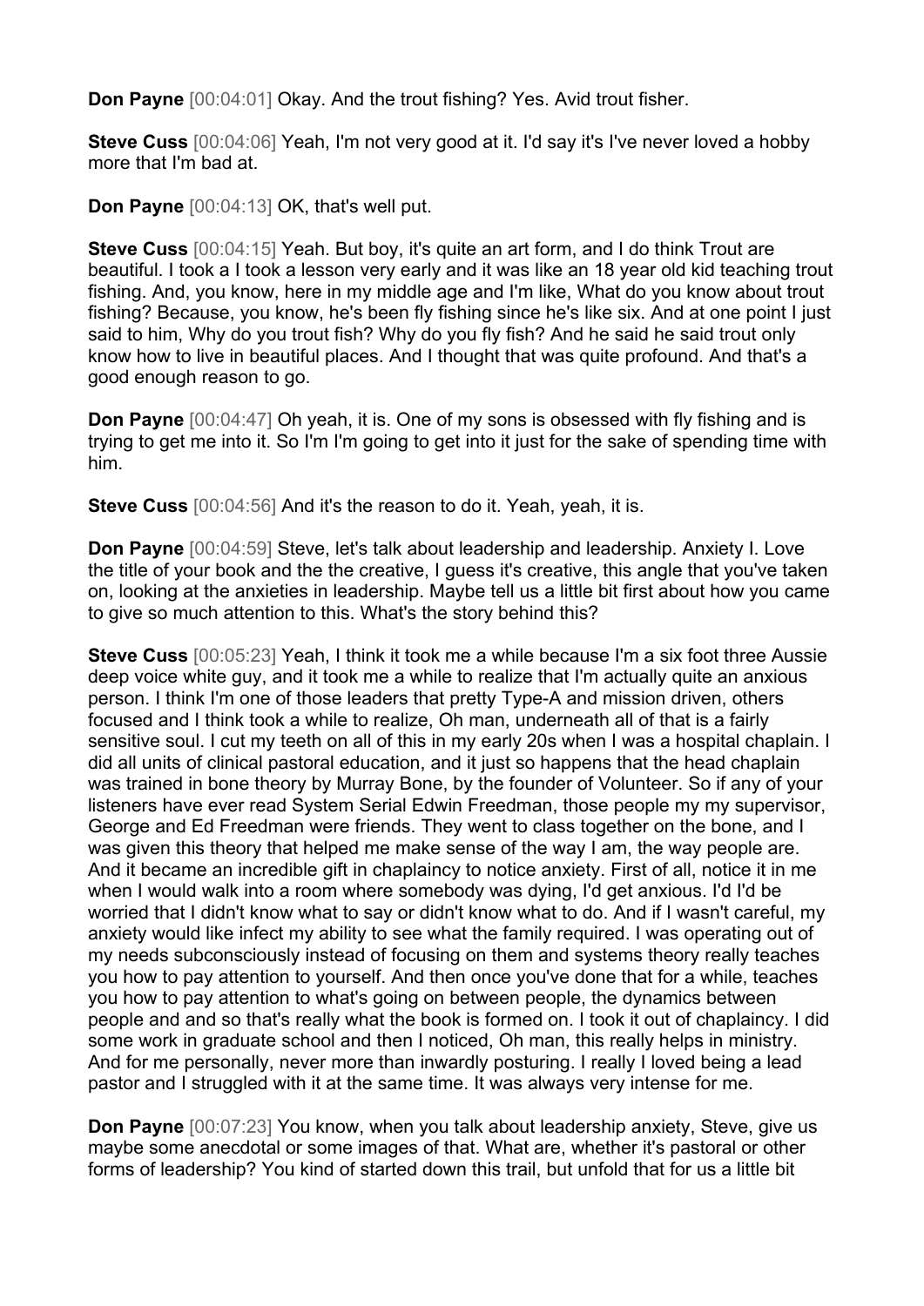**Don Payne** [00:04:01] Okay. And the trout fishing? Yes. Avid trout fisher.

**Steve Cuss** [00:04:06] Yeah, I'm not very good at it. I'd say it's I've never loved a hobby more that I'm bad at.

**Don Payne** [00:04:13] OK, that's well put.

**Steve Cuss** [00:04:15] Yeah. But boy, it's quite an art form, and I do think Trout are beautiful. I took a I took a lesson very early and it was like an 18 year old kid teaching trout fishing. And, you know, here in my middle age and I'm like, What do you know about trout fishing? Because, you know, he's been fly fishing since he's like six. And at one point I just said to him, Why do you trout fish? Why do you fly fish? And he said he said trout only know how to live in beautiful places. And I thought that was quite profound. And that's a good enough reason to go.

**Don Payne** [00:04:47] Oh yeah, it is. One of my sons is obsessed with fly fishing and is trying to get me into it. So I'm I'm going to get into it just for the sake of spending time with him.

**Steve Cuss** [00:04:56] And it's the reason to do it. Yeah, yeah, it is.

**Don Payne** [00:04:59] Steve, let's talk about leadership and leadership. Anxiety I. Love the title of your book and the the creative, I guess it's creative, this angle that you've taken on, looking at the anxieties in leadership. Maybe tell us a little bit first about how you came to give so much attention to this. What's the story behind this?

**Steve Cuss** [00:05:23] Yeah, I think it took me a while because I'm a six foot three Aussie deep voice white guy, and it took me a while to realize that I'm actually quite an anxious person. I think I'm one of those leaders that pretty Type-A and mission driven, others focused and I think took a while to realize, Oh man, underneath all of that is a fairly sensitive soul. I cut my teeth on all of this in my early 20s when I was a hospital chaplain. I did all units of clinical pastoral education, and it just so happens that the head chaplain was trained in bone theory by Murray Bone, by the founder of Volunteer. So if any of your listeners have ever read System Serial Edwin Freedman, those people my my supervisor, George and Ed Freedman were friends. They went to class together on the bone, and I was given this theory that helped me make sense of the way I am, the way people are. And it became an incredible gift in chaplaincy to notice anxiety. First of all, notice it in me when I would walk into a room where somebody was dying, I'd get anxious. I'd I'd be worried that I didn't know what to say or didn't know what to do. And if I wasn't careful, my anxiety would like infect my ability to see what the family required. I was operating out of my needs subconsciously instead of focusing on them and systems theory really teaches you how to pay attention to yourself. And then once you've done that for a while, teaches you how to pay attention to what's going on between people, the dynamics between people and and so that's really what the book is formed on. I took it out of chaplaincy. I did some work in graduate school and then I noticed, Oh man, this really helps in ministry. And for me personally, never more than inwardly posturing. I really I loved being a lead pastor and I struggled with it at the same time. It was always very intense for me.

**Don Payne** [00:07:23] You know, when you talk about leadership anxiety, Steve, give us maybe some anecdotal or some images of that. What are, whether it's pastoral or other forms of leadership? You kind of started down this trail, but unfold that for us a little bit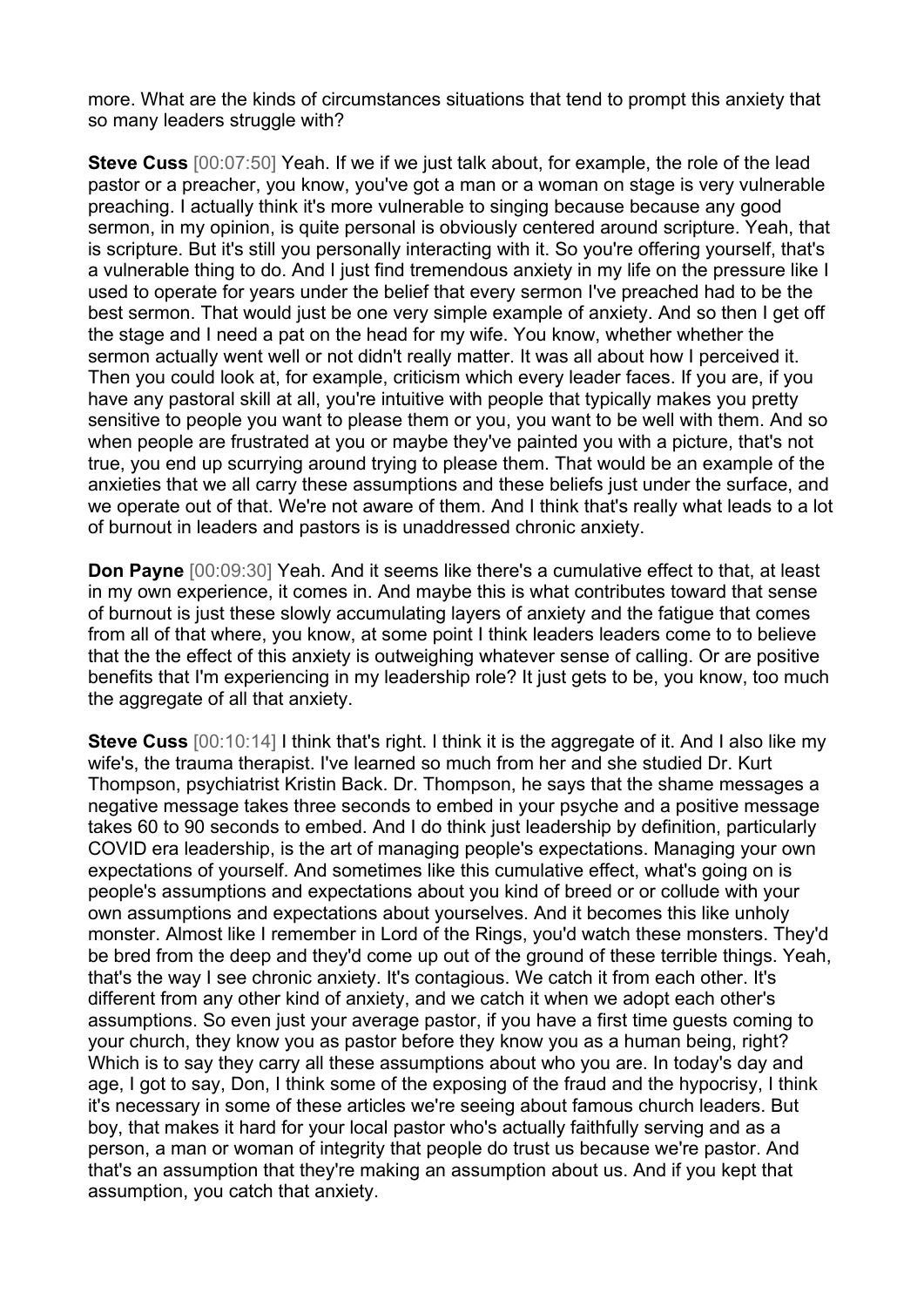more. What are the kinds of circumstances situations that tend to prompt this anxiety that so many leaders struggle with?

**Steve Cuss** [00:07:50] Yeah. If we if we just talk about, for example, the role of the lead pastor or a preacher, you know, you've got a man or a woman on stage is very vulnerable preaching. I actually think it's more vulnerable to singing because because any good sermon, in my opinion, is quite personal is obviously centered around scripture. Yeah, that is scripture. But it's still you personally interacting with it. So you're offering yourself, that's a vulnerable thing to do. And I just find tremendous anxiety in my life on the pressure like I used to operate for years under the belief that every sermon I've preached had to be the best sermon. That would just be one very simple example of anxiety. And so then I get off the stage and I need a pat on the head for my wife. You know, whether whether the sermon actually went well or not didn't really matter. It was all about how I perceived it. Then you could look at, for example, criticism which every leader faces. If you are, if you have any pastoral skill at all, you're intuitive with people that typically makes you pretty sensitive to people you want to please them or you, you want to be well with them. And so when people are frustrated at you or maybe they've painted you with a picture, that's not true, you end up scurrying around trying to please them. That would be an example of the anxieties that we all carry these assumptions and these beliefs just under the surface, and we operate out of that. We're not aware of them. And I think that's really what leads to a lot of burnout in leaders and pastors is is unaddressed chronic anxiety.

**Don Payne** [00:09:30] Yeah. And it seems like there's a cumulative effect to that, at least in my own experience, it comes in. And maybe this is what contributes toward that sense of burnout is just these slowly accumulating layers of anxiety and the fatigue that comes from all of that where, you know, at some point I think leaders leaders come to to believe that the the effect of this anxiety is outweighing whatever sense of calling. Or are positive benefits that I'm experiencing in my leadership role? It just gets to be, you know, too much the aggregate of all that anxiety.

**Steve Cuss** [00:10:14] I think that's right. I think it is the aggregate of it. And I also like my wife's, the trauma therapist. I've learned so much from her and she studied Dr. Kurt Thompson, psychiatrist Kristin Back. Dr. Thompson, he says that the shame messages a negative message takes three seconds to embed in your psyche and a positive message takes 60 to 90 seconds to embed. And I do think just leadership by definition, particularly COVID era leadership, is the art of managing people's expectations. Managing your own expectations of yourself. And sometimes like this cumulative effect, what's going on is people's assumptions and expectations about you kind of breed or or collude with your own assumptions and expectations about yourselves. And it becomes this like unholy monster. Almost like I remember in Lord of the Rings, you'd watch these monsters. They'd be bred from the deep and they'd come up out of the ground of these terrible things. Yeah, that's the way I see chronic anxiety. It's contagious. We catch it from each other. It's different from any other kind of anxiety, and we catch it when we adopt each other's assumptions. So even just your average pastor, if you have a first time guests coming to your church, they know you as pastor before they know you as a human being, right? Which is to say they carry all these assumptions about who you are. In today's day and age, I got to say, Don, I think some of the exposing of the fraud and the hypocrisy, I think it's necessary in some of these articles we're seeing about famous church leaders. But boy, that makes it hard for your local pastor who's actually faithfully serving and as a person, a man or woman of integrity that people do trust us because we're pastor. And that's an assumption that they're making an assumption about us. And if you kept that assumption, you catch that anxiety.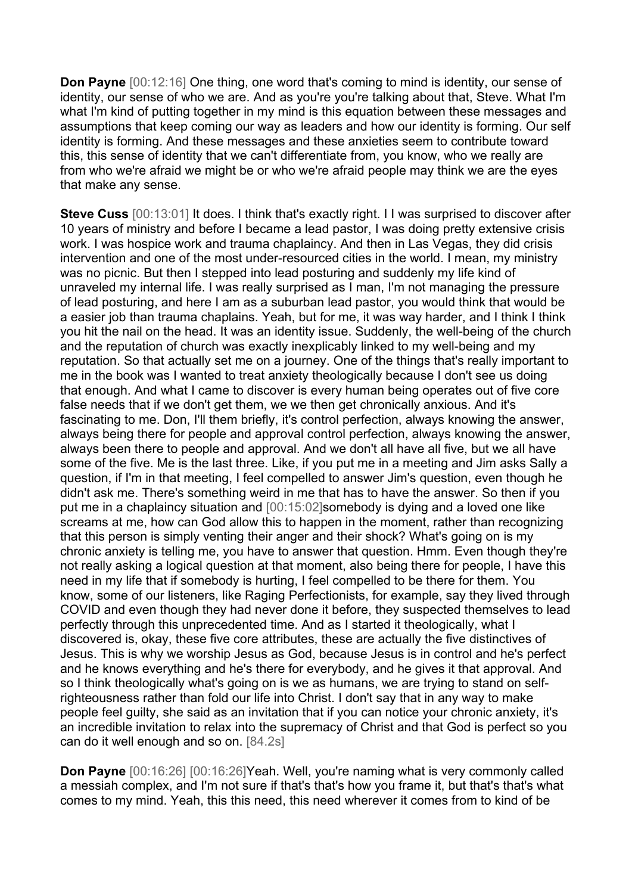**Don Payne** [00:12:16] One thing, one word that's coming to mind is identity, our sense of identity, our sense of who we are. And as you're you're talking about that, Steve. What I'm what I'm kind of putting together in my mind is this equation between these messages and assumptions that keep coming our way as leaders and how our identity is forming. Our self identity is forming. And these messages and these anxieties seem to contribute toward this, this sense of identity that we can't differentiate from, you know, who we really are from who we're afraid we might be or who we're afraid people may think we are the eyes that make any sense.

**Steve Cuss** [00:13:01] It does. I think that's exactly right. I I was surprised to discover after 10 years of ministry and before I became a lead pastor, I was doing pretty extensive crisis work. I was hospice work and trauma chaplaincy. And then in Las Vegas, they did crisis intervention and one of the most under-resourced cities in the world. I mean, my ministry was no picnic. But then I stepped into lead posturing and suddenly my life kind of unraveled my internal life. I was really surprised as I man, I'm not managing the pressure of lead posturing, and here I am as a suburban lead pastor, you would think that would be a easier job than trauma chaplains. Yeah, but for me, it was way harder, and I think I think you hit the nail on the head. It was an identity issue. Suddenly, the well-being of the church and the reputation of church was exactly inexplicably linked to my well-being and my reputation. So that actually set me on a journey. One of the things that's really important to me in the book was I wanted to treat anxiety theologically because I don't see us doing that enough. And what I came to discover is every human being operates out of five core false needs that if we don't get them, we we then get chronically anxious. And it's fascinating to me. Don, I'll them briefly, it's control perfection, always knowing the answer, always being there for people and approval control perfection, always knowing the answer, always been there to people and approval. And we don't all have all five, but we all have some of the five. Me is the last three. Like, if you put me in a meeting and Jim asks Sally a question, if I'm in that meeting, I feel compelled to answer Jim's question, even though he didn't ask me. There's something weird in me that has to have the answer. So then if you put me in a chaplaincy situation and [00:15:02]somebody is dying and a loved one like screams at me, how can God allow this to happen in the moment, rather than recognizing that this person is simply venting their anger and their shock? What's going on is my chronic anxiety is telling me, you have to answer that question. Hmm. Even though they're not really asking a logical question at that moment, also being there for people, I have this need in my life that if somebody is hurting, I feel compelled to be there for them. You know, some of our listeners, like Raging Perfectionists, for example, say they lived through COVID and even though they had never done it before, they suspected themselves to lead perfectly through this unprecedented time. And as I started it theologically, what I discovered is, okay, these five core attributes, these are actually the five distinctives of Jesus. This is why we worship Jesus as God, because Jesus is in control and he's perfect and he knows everything and he's there for everybody, and he gives it that approval. And so I think theologically what's going on is we as humans, we are trying to stand on self-righteousness rather than fold our life into Christ. I don't say that in any way to make people feel guilty, she said as an invitation that if you can notice your chronic anxiety, it's an incredible invitation to relax into the supremacy of Christ and that God is perfect so you can do it well enough and so on. [84.2s]

**Don Payne** [00:16:26] [00:16:26]Yeah. Well, you're naming what is very commonly called a messiah complex, and I'm not sure if that's that's how you frame it, but that's that's what comes to my mind. Yeah, this this need, this need wherever it comes from to kind of be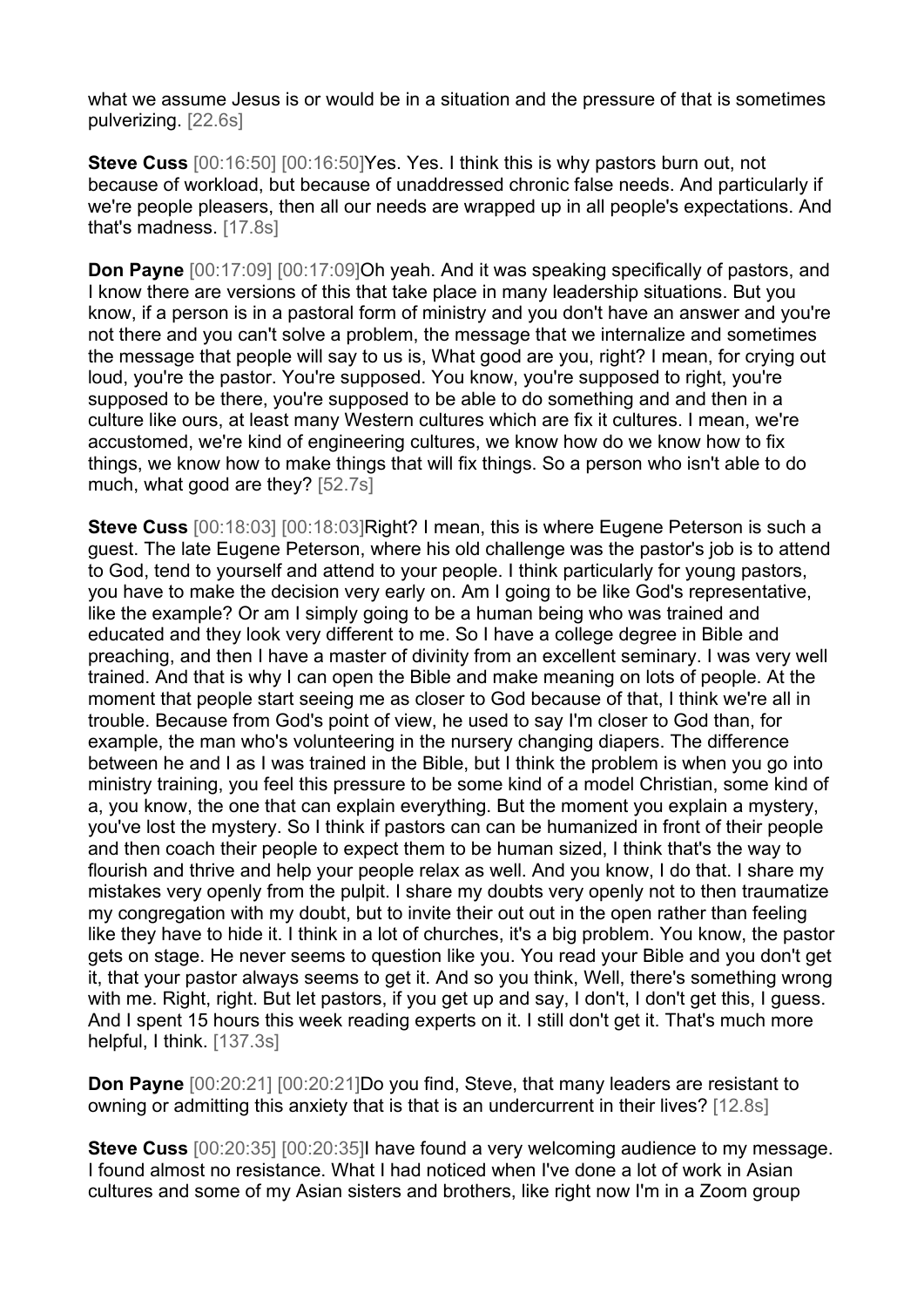what we assume Jesus is or would be in a situation and the pressure of that is sometimes pulverizing. [22.6s]

**Steve Cuss** [00:16:50] [00:16:50]Yes. Yes. I think this is why pastors burn out, not because of workload, but because of unaddressed chronic false needs. And particularly if we're people pleasers, then all our needs are wrapped up in all people's expectations. And that's madness. [17.8s]

**Don Payne** [00:17:09] [00:17:09]Oh yeah. And it was speaking specifically of pastors, and I know there are versions of this that take place in many leadership situations. But you know, if a person is in a pastoral form of ministry and you don't have an answer and you're not there and you can't solve a problem, the message that we internalize and sometimes the message that people will say to us is, What good are you, right? I mean, for crying out loud, you're the pastor. You're supposed. You know, you're supposed to right, you're supposed to be there, you're supposed to be able to do something and and then in a culture like ours, at least many Western cultures which are fix it cultures. I mean, we're accustomed, we're kind of engineering cultures, we know how do we know how to fix things, we know how to make things that will fix things. So a person who isn't able to do much, what good are they? [52.7s]

**Steve Cuss** [00:18:03] [00:18:03]Right? I mean, this is where Eugene Peterson is such a guest. The late Eugene Peterson, where his old challenge was the pastor's job is to attend to God, tend to yourself and attend to your people. I think particularly for young pastors, you have to make the decision very early on. Am I going to be like God's representative, like the example? Or am I simply going to be a human being who was trained and educated and they look very different to me. So I have a college degree in Bible and preaching, and then I have a master of divinity from an excellent seminary. I was very well trained. And that is why I can open the Bible and make meaning on lots of people. At the moment that people start seeing me as closer to God because of that, I think we're all in trouble. Because from God's point of view, he used to say I'm closer to God than, for example, the man who's volunteering in the nursery changing diapers. The difference between he and I as I was trained in the Bible, but I think the problem is when you go into ministry training, you feel this pressure to be some kind of a model Christian, some kind of a, you know, the one that can explain everything. But the moment you explain a mystery, you've lost the mystery. So I think if pastors can can be humanized in front of their people and then coach their people to expect them to be human sized, I think that's the way to flourish and thrive and help your people relax as well. And you know, I do that. I share my mistakes very openly from the pulpit. I share my doubts very openly not to then traumatize my congregation with my doubt, but to invite their out out in the open rather than feeling like they have to hide it. I think in a lot of churches, it's a big problem. You know, the pastor gets on stage. He never seems to question like you. You read your Bible and you don't get it, that your pastor always seems to get it. And so you think, Well, there's something wrong with me. Right, right. But let pastors, if you get up and say, I don't, I don't get this, I guess. And I spent 15 hours this week reading experts on it. I still don't get it. That's much more helpful, I think. [137.3s]

**Don Payne** [00:20:21] [00:20:21]Do you find, Steve, that many leaders are resistant to owning or admitting this anxiety that is that is an undercurrent in their lives? [12.8s]

**Steve Cuss** [00:20:35] [00:20:35]I have found a very welcoming audience to my message. I found almost no resistance. What I had noticed when I've done a lot of work in Asian cultures and some of my Asian sisters and brothers, like right now I'm in a Zoom group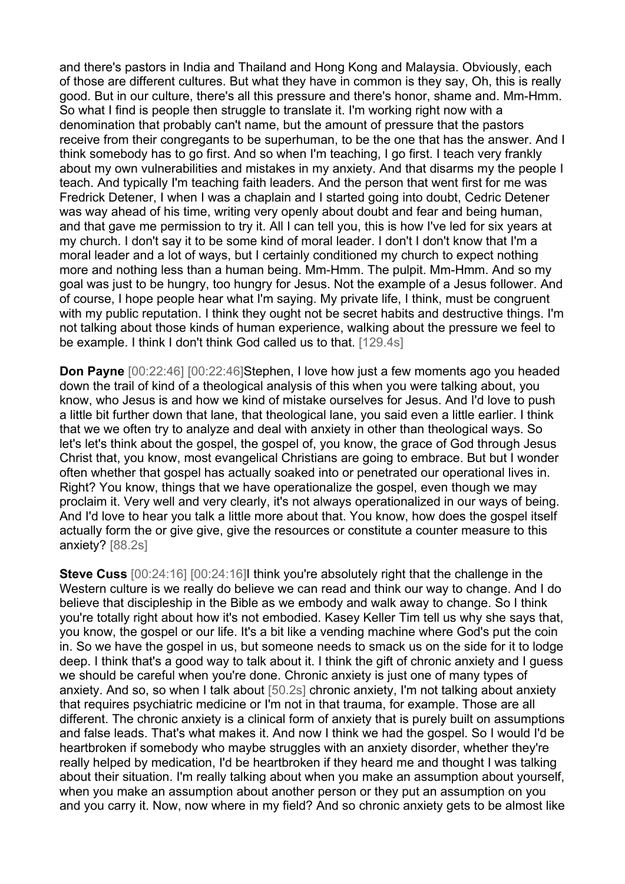and there's pastors in India and Thailand and Hong Kong and Malaysia. Obviously, each of those are different cultures. But what they have in common is they say, Oh, this is really good. But in our culture, there's all this pressure and there's honor, shame and. Mm-Hmm. So what I find is people then struggle to translate it. I'm working right now with a denomination that probably can't name, but the amount of pressure that the pastors receive from their congregants to be superhuman, to be the one that has the answer. And I think somebody has to go first. And so when I'm teaching, I go first. I teach very frankly about my own vulnerabilities and mistakes in my anxiety. And that disarms my the people I teach. And typically I'm teaching faith leaders. And the person that went first for me was Fredrick Detener, I when I was a chaplain and I started going into doubt, Cedric Detener was way ahead of his time, writing very openly about doubt and fear and being human, and that gave me permission to try it. All I can tell you, this is how I've led for six years at my church. I don't say it to be some kind of moral leader. I don't I don't know that I'm a moral leader and a lot of ways, but I certainly conditioned my church to expect nothing more and nothing less than a human being. Mm-Hmm. The pulpit. Mm-Hmm. And so my goal was just to be hungry, too hungry for Jesus. Not the example of a Jesus follower. And of course, I hope people hear what I'm saying. My private life, I think, must be congruent with my public reputation. I think they ought not be secret habits and destructive things. I'm not talking about those kinds of human experience, walking about the pressure we feel to be example. I think I don't think God called us to that. [129.4s]

**Don Payne** [00:22:46] [00:22:46]Stephen, I love how just a few moments ago you headed down the trail of kind of a theological analysis of this when you were talking about, you know, who Jesus is and how we kind of mistake ourselves for Jesus. And I'd love to push a little bit further down that lane, that theological lane, you said even a little earlier. I think that we we often try to analyze and deal with anxiety in other than theological ways. So let's let's think about the gospel, the gospel of, you know, the grace of God through Jesus Christ that, you know, most evangelical Christians are going to embrace. But but I wonder often whether that gospel has actually soaked into or penetrated our operational lives in. Right? You know, things that we have operationalize the gospel, even though we may proclaim it. Very well and very clearly, it's not always operationalized in our ways of being. And I'd love to hear you talk a little more about that. You know, how does the gospel itself actually form the or give give, give the resources or constitute a counter measure to this anxiety? [88.2s]

**Steve Cuss** [00:24:16] [00:24:16]I think you're absolutely right that the challenge in the Western culture is we really do believe we can read and think our way to change. And I do believe that discipleship in the Bible as we embody and walk away to change. So I think you're totally right about how it's not embodied. Kasey Keller Tim tell us why she says that, you know, the gospel or our life. It's a bit like a vending machine where God's put the coin in. So we have the gospel in us, but someone needs to smack us on the side for it to lodge deep. I think that's a good way to talk about it. I think the gift of chronic anxiety and I guess we should be careful when you're done. Chronic anxiety is just one of many types of anxiety. And so, so when I talk about [50.2s] chronic anxiety, I'm not talking about anxiety that requires psychiatric medicine or I'm not in that trauma, for example. Those are all different. The chronic anxiety is a clinical form of anxiety that is purely built on assumptions and false leads. That's what makes it. And now I think we had the gospel. So I would I'd be heartbroken if somebody who maybe struggles with an anxiety disorder, whether they're really helped by medication, I'd be heartbroken if they heard me and thought I was talking about their situation. I'm really talking about when you make an assumption about yourself, when you make an assumption about another person or they put an assumption on you and you carry it. Now, now where in my field? And so chronic anxiety gets to be almost like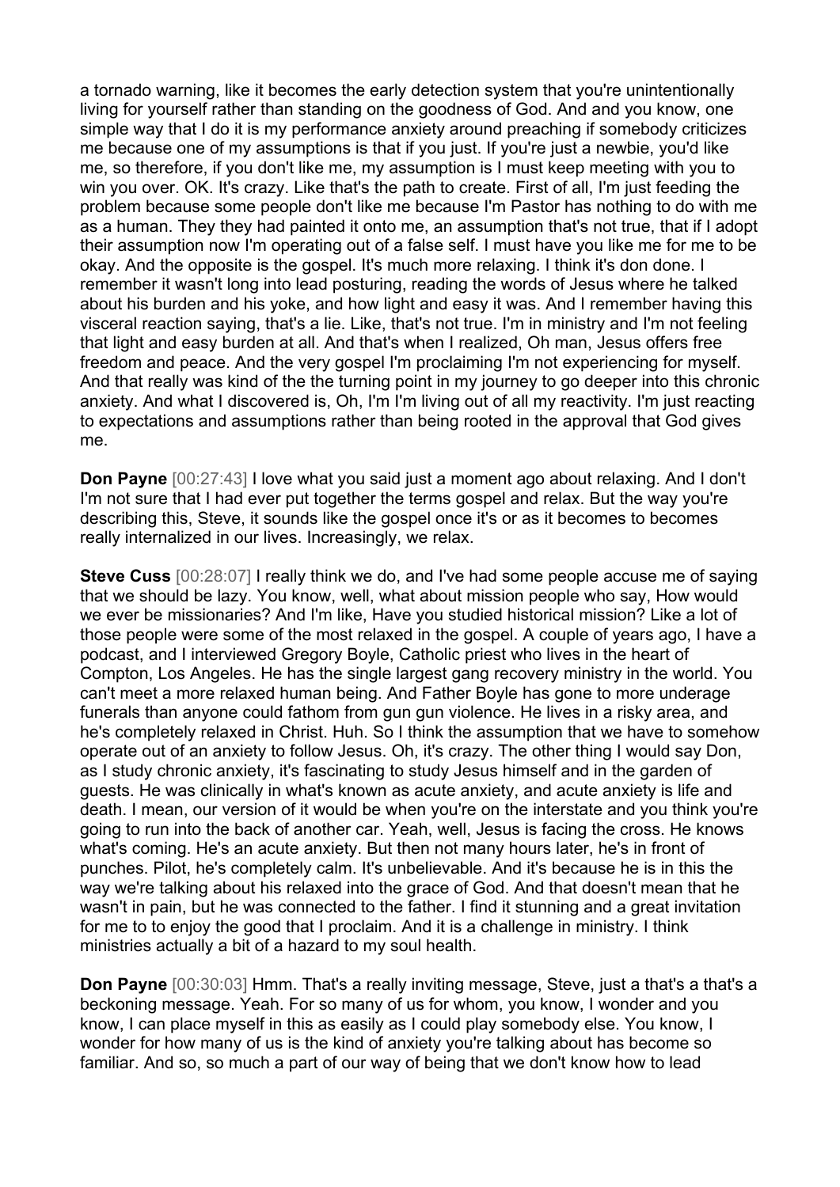a tornado warning, like it becomes the early detection system that you're unintentionally living for yourself rather than standing on the goodness of God. And and you know, one simple way that I do it is my performance anxiety around preaching if somebody criticizes me because one of my assumptions is that if you just. If you're just a newbie, you'd like me, so therefore, if you don't like me, my assumption is I must keep meeting with you to win you over. OK. It's crazy. Like that's the path to create. First of all, I'm just feeding the problem because some people don't like me because I'm Pastor has nothing to do with me as a human. They they had painted it onto me, an assumption that's not true, that if I adopt their assumption now I'm operating out of a false self. I must have you like me for me to be okay. And the opposite is the gospel. It's much more relaxing. I think it's don done. I remember it wasn't long into lead posturing, reading the words of Jesus where he talked about his burden and his yoke, and how light and easy it was. And I remember having this visceral reaction saying, that's a lie. Like, that's not true. I'm in ministry and I'm not feeling that light and easy burden at all. And that's when I realized, Oh man, Jesus offers free freedom and peace. And the very gospel I'm proclaiming I'm not experiencing for myself. And that really was kind of the the turning point in my journey to go deeper into this chronic anxiety. And what I discovered is, Oh, I'm I'm living out of all my reactivity. I'm just reacting to expectations and assumptions rather than being rooted in the approval that God gives me.

**Don Payne** [00:27:43] I love what you said just a moment ago about relaxing. And I don't I'm not sure that I had ever put together the terms gospel and relax. But the way you're describing this, Steve, it sounds like the gospel once it's or as it becomes to becomes really internalized in our lives. Increasingly, we relax.

**Steve Cuss** [00:28:07] I really think we do, and I've had some people accuse me of saying that we should be lazy. You know, well, what about mission people who say, How would we ever be missionaries? And I'm like, Have you studied historical mission? Like a lot of those people were some of the most relaxed in the gospel. A couple of years ago, I have a podcast, and I interviewed Gregory Boyle, Catholic priest who lives in the heart of Compton, Los Angeles. He has the single largest gang recovery ministry in the world. You can't meet a more relaxed human being. And Father Boyle has gone to more underage funerals than anyone could fathom from gun gun violence. He lives in a risky area, and he's completely relaxed in Christ. Huh. So I think the assumption that we have to somehow operate out of an anxiety to follow Jesus. Oh, it's crazy. The other thing I would say Don, as I study chronic anxiety, it's fascinating to study Jesus himself and in the garden of guests. He was clinically in what's known as acute anxiety, and acute anxiety is life and death. I mean, our version of it would be when you're on the interstate and you think you're going to run into the back of another car. Yeah, well, Jesus is facing the cross. He knows what's coming. He's an acute anxiety. But then not many hours later, he's in front of punches. Pilot, he's completely calm. It's unbelievable. And it's because he is in this the way we're talking about his relaxed into the grace of God. And that doesn't mean that he wasn't in pain, but he was connected to the father. I find it stunning and a great invitation for me to to enjoy the good that I proclaim. And it is a challenge in ministry. I think ministries actually a bit of a hazard to my soul health.

**Don Payne** [00:30:03] Hmm. That's a really inviting message, Steve, just a that's a that's a beckoning message. Yeah. For so many of us for whom, you know, I wonder and you know, I can place myself in this as easily as I could play somebody else. You know, I wonder for how many of us is the kind of anxiety you're talking about has become so familiar. And so, so much a part of our way of being that we don't know how to lead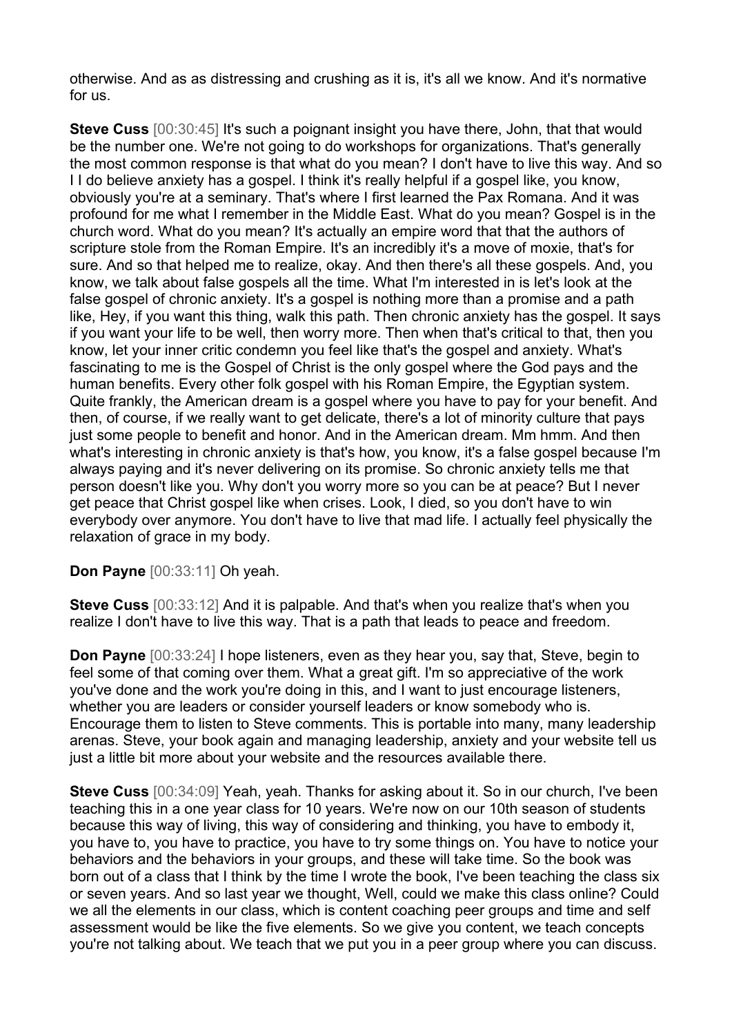otherwise. And as as distressing and crushing as it is, it's all we know. And it's normative for us.

**Steve Cuss** [00:30:45] It's such a poignant insight you have there, John, that that would be the number one. We're not going to do workshops for organizations. That's generally the most common response is that what do you mean? I don't have to live this way. And so I I do believe anxiety has a gospel. I think it's really helpful if a gospel like, you know, obviously you're at a seminary. That's where I first learned the Pax Romana. And it was profound for me what I remember in the Middle East. What do you mean? Gospel is in the church word. What do you mean? It's actually an empire word that that the authors of scripture stole from the Roman Empire. It's an incredibly it's a move of moxie, that's for sure. And so that helped me to realize, okay. And then there's all these gospels. And, you know, we talk about false gospels all the time. What I'm interested in is let's look at the false gospel of chronic anxiety. It's a gospel is nothing more than a promise and a path like, Hey, if you want this thing, walk this path. Then chronic anxiety has the gospel. It says if you want your life to be well, then worry more. Then when that's critical to that, then you know, let your inner critic condemn you feel like that's the gospel and anxiety. What's fascinating to me is the Gospel of Christ is the only gospel where the God pays and the human benefits. Every other folk gospel with his Roman Empire, the Egyptian system. Quite frankly, the American dream is a gospel where you have to pay for your benefit. And then, of course, if we really want to get delicate, there's a lot of minority culture that pays just some people to benefit and honor. And in the American dream. Mm hmm. And then what's interesting in chronic anxiety is that's how, you know, it's a false gospel because I'm always paying and it's never delivering on its promise. So chronic anxiety tells me that person doesn't like you. Why don't you worry more so you can be at peace? But I never get peace that Christ gospel like when crises. Look, I died, so you don't have to win everybody over anymore. You don't have to live that mad life. I actually feel physically the relaxation of grace in my body.

**Don Payne** [00:33:11] Oh yeah.

**Steve Cuss** [00:33:12] And it is palpable. And that's when you realize that's when you realize I don't have to live this way. That is a path that leads to peace and freedom.

**Don Payne** [00:33:24] I hope listeners, even as they hear you, say that, Steve, begin to feel some of that coming over them. What a great gift. I'm so appreciative of the work you've done and the work you're doing in this, and I want to just encourage listeners, whether you are leaders or consider yourself leaders or know somebody who is. Encourage them to listen to Steve comments. This is portable into many, many leadership arenas. Steve, your book again and managing leadership, anxiety and your website tell us just a little bit more about your website and the resources available there.

**Steve Cuss** [00:34:09] Yeah, yeah. Thanks for asking about it. So in our church, I've been teaching this in a one year class for 10 years. We're now on our 10th season of students because this way of living, this way of considering and thinking, you have to embody it, you have to, you have to practice, you have to try some things on. You have to notice your behaviors and the behaviors in your groups, and these will take time. So the book was born out of a class that I think by the time I wrote the book, I've been teaching the class six or seven years. And so last year we thought, Well, could we make this class online? Could we all the elements in our class, which is content coaching peer groups and time and self assessment would be like the five elements. So we give you content, we teach concepts you're not talking about. We teach that we put you in a peer group where you can discuss.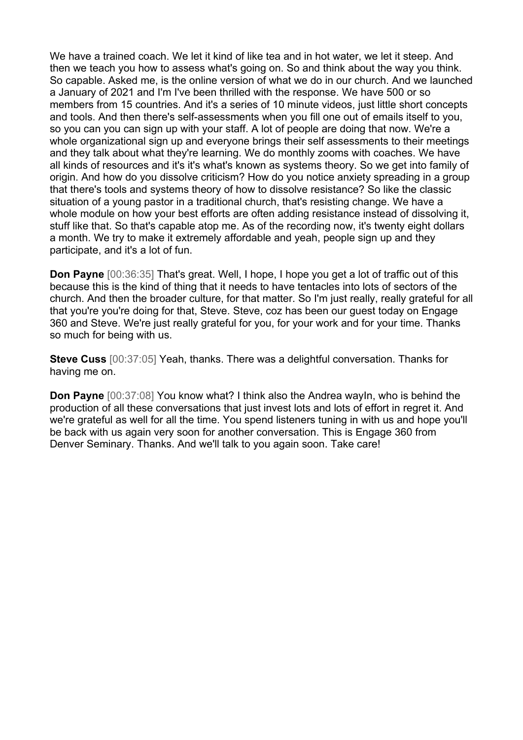We have a trained coach. We let it kind of like tea and in hot water, we let it steep. And then we teach you how to assess what's going on. So and think about the way you think. So capable. Asked me, is the online version of what we do in our church. And we launched a January of 2021 and I'm I've been thrilled with the response. We have 500 or so members from 15 countries. And it's a series of 10 minute videos, just little short concepts and tools. And then there's self-assessments when you fill one out of emails itself to you, so you can you can sign up with your staff. A lot of people are doing that now. We're a whole organizational sign up and everyone brings their self assessments to their meetings and they talk about what they're learning. We do monthly zooms with coaches. We have all kinds of resources and it's it's what's known as systems theory. So we get into family of origin. And how do you dissolve criticism? How do you notice anxiety spreading in a group that there's tools and systems theory of how to dissolve resistance? So like the classic situation of a young pastor in a traditional church, that's resisting change. We have a whole module on how your best efforts are often adding resistance instead of dissolving it, stuff like that. So that's capable atop me. As of the recording now, it's twenty eight dollars a month. We try to make it extremely affordable and yeah, people sign up and they participate, and it's a lot of fun.

**Don Payne** [00:36:35] That's great. Well, I hope, I hope you get a lot of traffic out of this because this is the kind of thing that it needs to have tentacles into lots of sectors of the church. And then the broader culture, for that matter. So I'm just really, really grateful for all that you're you're doing for that, Steve. Steve, coz has been our guest today on Engage 360 and Steve. We're just really grateful for you, for your work and for your time. Thanks so much for being with us.

**Steve Cuss** [00:37:05] Yeah, thanks. There was a delightful conversation. Thanks for having me on.

**Don Payne** [00:37:08] You know what? I think also the Andrea wayIn, who is behind the production of all these conversations that just invest lots and lots of effort in regret it. And we're grateful as well for all the time. You spend listeners tuning in with us and hope you'll be back with us again very soon for another conversation. This is Engage 360 from Denver Seminary. Thanks. And we'll talk to you again soon. Take care!